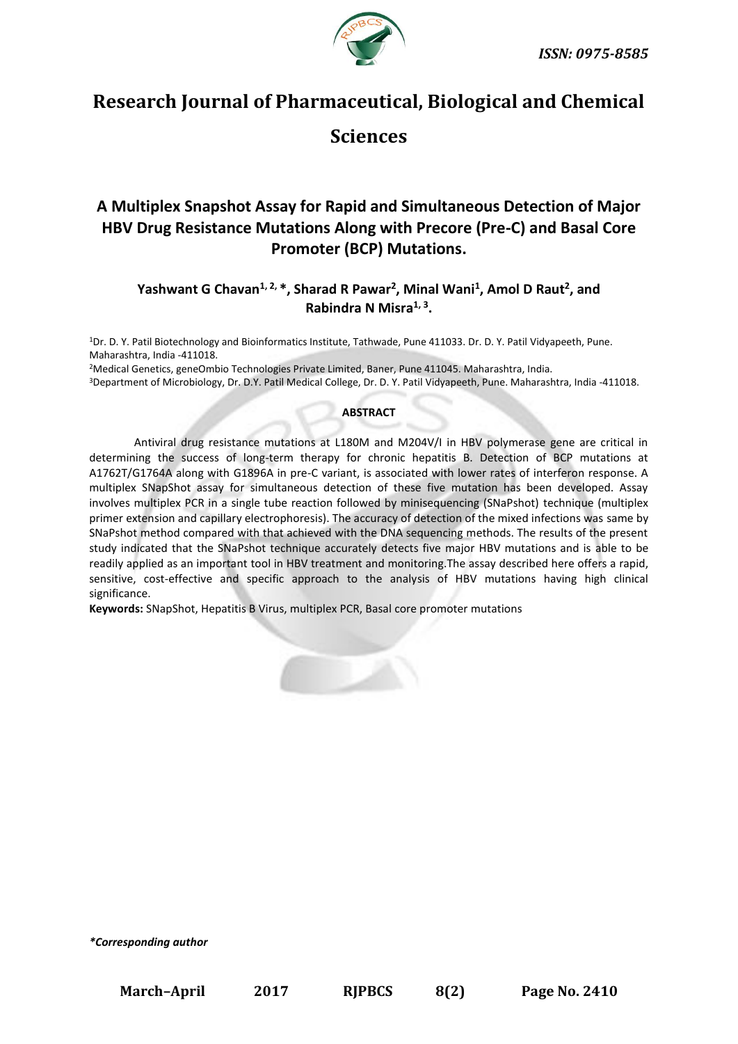# Research Journal of Pharmaceutical, Biological and Chemical Sciences

## A Multiplex Snapshot Assay for Rapid and Simultaneous Detection of Major HBV Drug Resistance Mutations Along with Precore (Pre-C) and Basal Core Promoter (BCP) Mutations.

**Yashwant G Chavan[1, 2, *], Sharad R Pawar[2], Minal Wani[1], Amol D Raut[2], and Rabindra N Misra[1, 3].**

[1]Dr. D. Y. Patil Biotechnology and Bioinformatics Institute, Tathwade, Pune 411033. Dr. D. Y. Patil Vidyapeeth, Pune. Maharashtra, India -411018.

[2]Medical Genetics, geneOmbio Technologies Private Limited, Baner, Pune 411045. Maharashtra, India.

[3]Department of Microbiology, Dr. D.Y. Patil Medical College, Dr. D. Y. Patil Vidyapeeth, Pune. Maharashtra, India -411018.

**ABSTRACT**

Antiviral drug resistance mutations at L180M and M204V/I in HBV polymerase gene are critical in determining the success of long-term therapy for chronic hepatitis B. Detection of BCP mutations at A1762T/G1764A along with G1896A in pre-C variant, is associated with lower rates of interferon response. A multiplex SNapShot assay for simultaneous detection of these five mutation has been developed. Assay involves multiplex PCR in a single tube reaction followed by minisequencing (SNaPshot) technique (multiplex primer extension and capillary electrophoresis). The accuracy of detection of the mixed infections was same by SNaPshot method compared with that achieved with the DNA sequencing methods. The results of the present study indicated that the SNaPshot technique accurately detects five major HBV mutations and is able to be readily applied as an important tool in HBV treatment and monitoring.The assay described here offers a rapid, sensitive, cost-effective and specific approach to the analysis of HBV mutations having high clinical significance.

**Keywords:** SNapShot, Hepatitis B Virus, multiplex PCR, Basal core promoter mutations

***Corresponding author***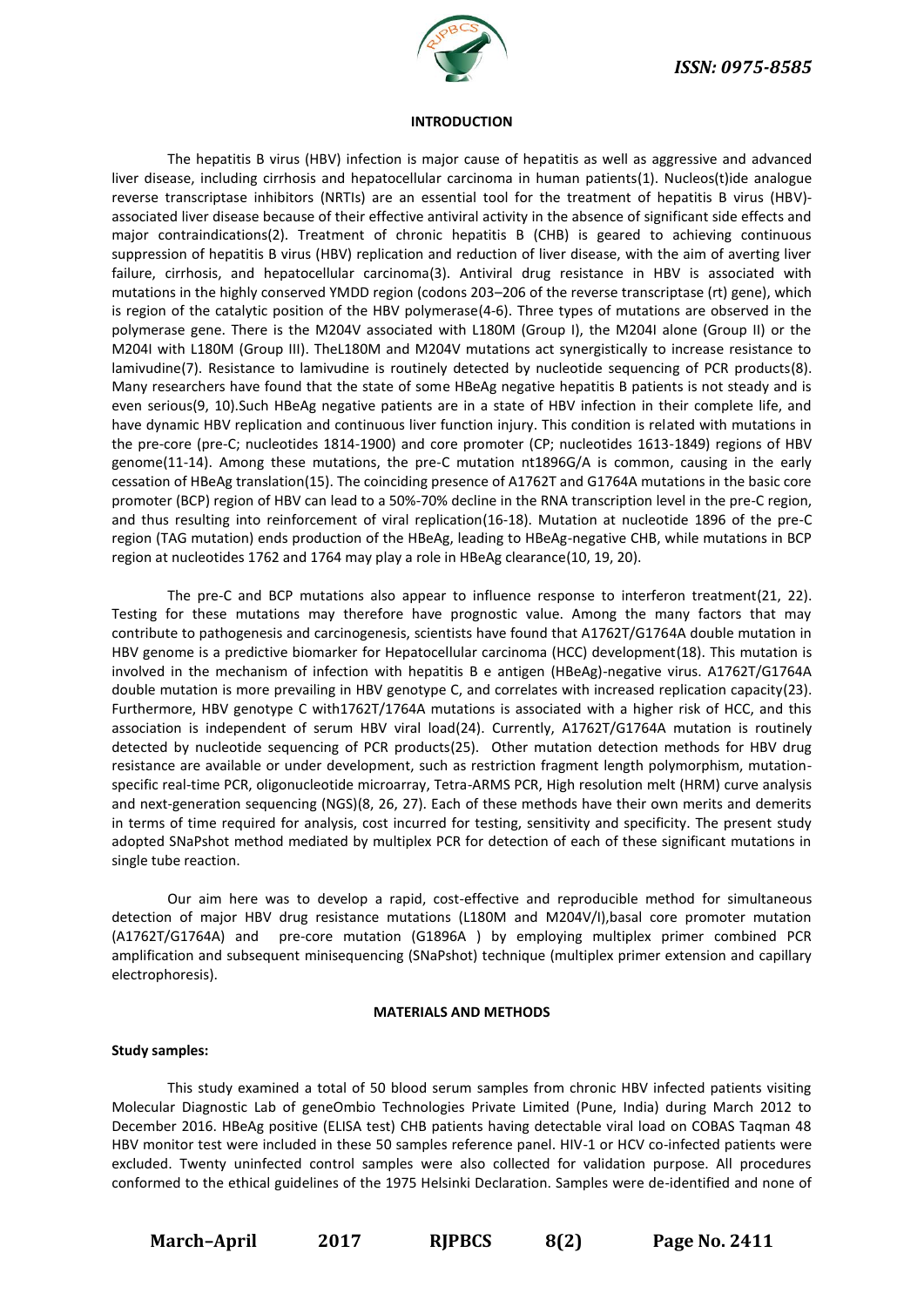#### INTRODUCTION

The hepatitis B virus (HBV) infection is major cause of hepatitis as well as aggressive and advanced liver disease, including cirrhosis and hepatocellular carcinoma in human patients(1). Nucleos(t)ide analogue reverse transcriptase inhibitors (NRTIs) are an essential tool for the treatment of hepatitis B virus (HBV)-associated liver disease because of their effective antiviral activity in the absence of significant side effects and major contraindications(2). Treatment of chronic hepatitis B (CHB) is geared to achieving continuous suppression of hepatitis B virus (HBV) replication and reduction of liver disease, with the aim of averting liver failure, cirrhosis, and hepatocellular carcinoma(3). Antiviral drug resistance in HBV is associated with mutations in the highly conserved YMDD region (codons 203–206 of the reverse transcriptase (rt) gene), which is region of the catalytic position of the HBV polymerase(4-6). Three types of mutations are observed in the polymerase gene. There is the M204V associated with L180M (Group I), the M204I alone (Group II) or the M204I with L180M (Group III). TheL180M and M204V mutations act synergistically to increase resistance to lamivudine(7). Resistance to lamivudine is routinely detected by nucleotide sequencing of PCR products(8). Many researchers have found that the state of some HBeAg negative hepatitis B patients is not steady and is even serious(9, 10).Such HBeAg negative patients are in a state of HBV infection in their complete life, and have dynamic HBV replication and continuous liver function injury. This condition is related with mutations in the pre-core (pre-C; nucleotides 1814-1900) and core promoter (CP; nucleotides 1613-1849) regions of HBV genome(11-14). Among these mutations, the pre-C mutation nt1896G/A is common, causing in the early cessation of HBeAg translation(15). The coinciding presence of A1762T and G1764A mutations in the basic core promoter (BCP) region of HBV can lead to a 50%-70% decline in the RNA transcription level in the pre-C region, and thus resulting into reinforcement of viral replication(16-18). Mutation at nucleotide 1896 of the pre-C region (TAG mutation) ends production of the HBeAg, leading to HBeAg-negative CHB, while mutations in BCP region at nucleotides 1762 and 1764 may play a role in HBeAg clearance(10, 19, 20).

The pre-C and BCP mutations also appear to influence response to interferon treatment(21, 22). Testing for these mutations may therefore have prognostic value. Among the many factors that may contribute to pathogenesis and carcinogenesis, scientists have found that A1762T/G1764A double mutation in HBV genome is a predictive biomarker for Hepatocellular carcinoma (HCC) development(18). This mutation is involved in the mechanism of infection with hepatitis B e antigen (HBeAg)-negative virus. A1762T/G1764A double mutation is more prevailing in HBV genotype C, and correlates with increased replication capacity(23). Furthermore, HBV genotype C with1762T/1764A mutations is associated with a higher risk of HCC, and this association is independent of serum HBV viral load(24). Currently, A1762T/G1764A mutation is routinely detected by nucleotide sequencing of PCR products(25). Other mutation detection methods for HBV drug resistance are available or under development, such as restriction fragment length polymorphism, mutation-specific real-time PCR, oligonucleotide microarray, Tetra-ARMS PCR, High resolution melt (HRM) curve analysis and next-generation sequencing (NGS)(8, 26, 27). Each of these methods have their own merits and demerits in terms of time required for analysis, cost incurred for testing, sensitivity and specificity. The present study adopted SNaPshot method mediated by multiplex PCR for detection of each of these significant mutations in single tube reaction.

Our aim here was to develop a rapid, cost-effective and reproducible method for simultaneous detection of major HBV drug resistance mutations (L180M and M204V/I),basal core promoter mutation (A1762T/G1764A) and pre-core mutation (G1896A ) by employing multiplex primer combined PCR amplification and subsequent minisequencing (SNaPshot) technique (multiplex primer extension and capillary electrophoresis).

#### MATERIALS AND METHODS

**Study samples:**

This study examined a total of 50 blood serum samples from chronic HBV infected patients visiting Molecular Diagnostic Lab of geneOmbio Technologies Private Limited (Pune, India) during March 2012 to December 2016. HBeAg positive (ELISA test) CHB patients having detectable viral load on COBAS Taqman 48 HBV monitor test were included in these 50 samples reference panel. HIV-1 or HCV co-infected patients were excluded. Twenty uninfected control samples were also collected for validation purpose. All procedures conformed to the ethical guidelines of the 1975 Helsinki Declaration. Samples were de-identified and none of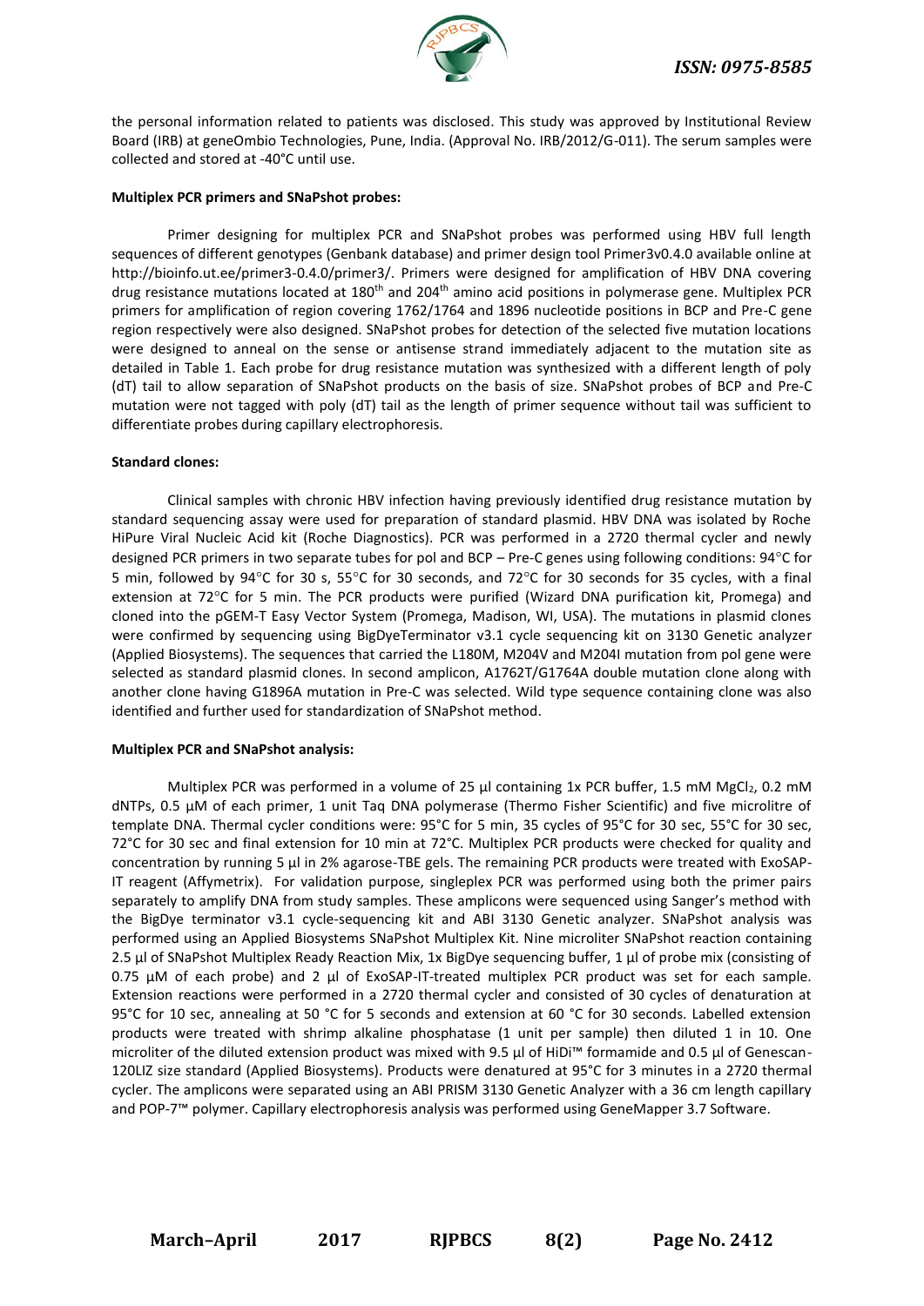the personal information related to patients was disclosed. This study was approved by Institutional Review Board (IRB) at geneOmbio Technologies, Pune, India. (Approval No. IRB/2012/G-011). The serum samples were collected and stored at -40°C until use.

**Multiplex PCR primers and SNaPshot probes:**

Primer designing for multiplex PCR and SNaPshot probes was performed using HBV full length sequences of different genotypes (Genbank database) and primer design tool Primer3v0.4.0 available online at http://bioinfo.ut.ee/primer3-0.4.0/primer3/. Primers were designed for amplification of HBV DNA covering drug resistance mutations located at 180$^{th}$ and 204$^{th}$ amino acid positions in polymerase gene. Multiplex PCR primers for amplification of region covering 1762/1764 and 1896 nucleotide positions in BCP and Pre-C gene region respectively were also designed. SNaPshot probes for detection of the selected five mutation locations were designed to anneal on the sense or antisense strand immediately adjacent to the mutation site as detailed in Table 1. Each probe for drug resistance mutation was synthesized with a different length of poly (dT) tail to allow separation of SNaPshot products on the basis of size. SNaPshot probes of BCP and Pre-C mutation were not tagged with poly (dT) tail as the length of primer sequence without tail was sufficient to differentiate probes during capillary electrophoresis.

**Standard clones:**

Clinical samples with chronic HBV infection having previously identified drug resistance mutation by standard sequencing assay were used for preparation of standard plasmid. HBV DNA was isolated by Roche HiPure Viral Nucleic Acid kit (Roche Diagnostics). PCR was performed in a 2720 thermal cycler and newly designed PCR primers in two separate tubes for pol and BCP – Pre-C genes using following conditions: 94°C for 5 min, followed by 94°C for 30 s, 55°C for 30 seconds, and 72°C for 30 seconds for 35 cycles, with a final extension at 72°C for 5 min. The PCR products were purified (Wizard DNA purification kit, Promega) and cloned into the pGEM-T Easy Vector System (Promega, Madison, WI, USA). The mutations in plasmid clones were confirmed by sequencing using BigDyeTerminator v3.1 cycle sequencing kit on 3130 Genetic analyzer (Applied Biosystems). The sequences that carried the L180M, M204V and M204I mutation from pol gene were selected as standard plasmid clones. In second amplicon, A1762T/G1764A double mutation clone along with another clone having G1896A mutation in Pre-C was selected. Wild type sequence containing clone was also identified and further used for standardization of SNaPshot method.

**Multiplex PCR and SNaPshot analysis:**

Multiplex PCR was performed in a volume of 25 µl containing 1x PCR buffer, 1.5 mM $MgCl_2$, 0.2 mM dNTPs, 0.5 µM of each primer, 1 unit Taq DNA polymerase (Thermo Fisher Scientific) and five microlitre of template DNA. Thermal cycler conditions were: 95°C for 5 min, 35 cycles of 95°C for 30 sec, 55°C for 30 sec, 72°C for 30 sec and final extension for 10 min at 72°C. Multiplex PCR products were checked for quality and concentration by running 5 µl in 2% agarose-TBE gels. The remaining PCR products were treated with ExoSAP-IT reagent (Affymetrix). For validation purpose, singleplex PCR was performed using both the primer pairs separately to amplify DNA from study samples. These amplicons were sequenced using Sanger's method with the BigDye terminator v3.1 cycle-sequencing kit and ABI 3130 Genetic analyzer. SNaPshot analysis was performed using an Applied Biosystems SNaPshot Multiplex Kit. Nine microliter SNaPshot reaction containing 2.5 µl of SNaPshot Multiplex Ready Reaction Mix, 1x BigDye sequencing buffer, 1 µl of probe mix (consisting of 0.75 µM of each probe) and 2 µl of ExoSAP-IT-treated multiplex PCR product was set for each sample. Extension reactions were performed in a 2720 thermal cycler and consisted of 30 cycles of denaturation at 95°C for 10 sec, annealing at 50 °C for 5 seconds and extension at 60 °C for 30 seconds. Labelled extension products were treated with shrimp alkaline phosphatase (1 unit per sample) then diluted 1 in 10. One microliter of the diluted extension product was mixed with 9.5 µl of HiDi™ formamide and 0.5 µl of Genescan-120LIZ size standard (Applied Biosystems). Products were denatured at 95°C for 3 minutes in a 2720 thermal cycler. The amplicons were separated using an ABI PRISM 3130 Genetic Analyzer with a 36 cm length capillary and POP-7™ polymer. Capillary electrophoresis analysis was performed using GeneMapper 3.7 Software.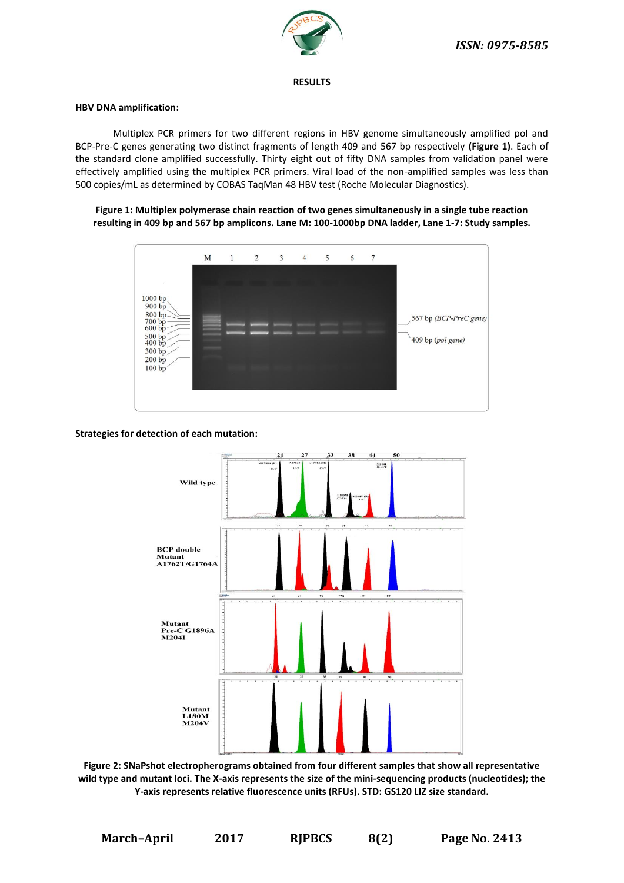## RESULTS

### HBV DNA amplification:

Multiplex PCR primers for two different regions in HBV genome simultaneously amplified pol and BCP-Pre-C genes generating two distinct fragments of length 409 and 567 bp respectively **(Figure 1)**. Each of the standard clone amplified successfully. Thirty eight out of fifty DNA samples from validation panel were effectively amplified using the multiplex PCR primers. Viral load of the non-amplified samples was less than 500 copies/mL as determined by COBAS TaqMan 48 HBV test (Roche Molecular Diagnostics).

**Figure 1: Multiplex polymerase chain reaction of two genes simultaneously in a single tube reaction resulting in 409 bp and 567 bp amplicons. Lane M: 100-1000bp DNA ladder, Lane 1-7: Study samples.**

### Strategies for detection of each mutation:

**Figure 2: SNaPshot electropherograms obtained from four different samples that show all representative wild type and mutant loci. The X-axis represents the size of the mini-sequencing products (nucleotides); the Y-axis represents relative fluorescence units (RFUs). STD: GS120 LIZ size standard.**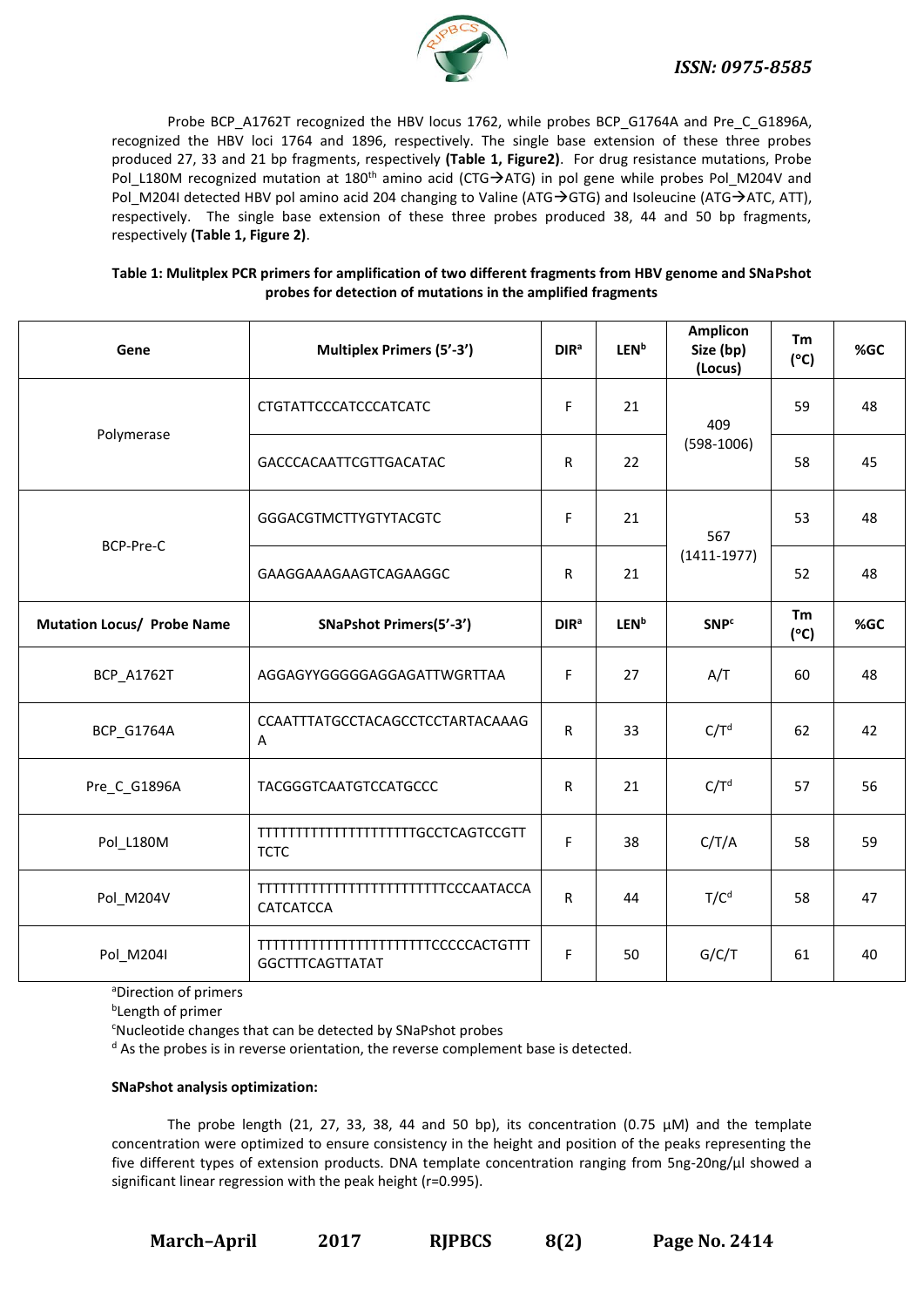Probe BCP_A1762T recognized the HBV locus 1762, while probes BCP_G1764A and Pre_C_G1896A, recognized the HBV loci 1764 and 1896, respectively. The single base extension of these three probes produced 27, 33 and 21 bp fragments, respectively **(Table 1, Figure2)**. For drug resistance mutations, Probe Pol_L180M recognized mutation at 180[th] amino acid (CTG→ATG) in pol gene while probes Pol_M204V and Pol_M204I detected HBV pol amino acid 204 changing to Valine (ATG→GTG) and Isoleucine (ATG→ATC, ATT), respectively. The single base extension of these three probes produced 38, 44 and 50 bp fragments, respectively **(Table 1, Figure 2)**.

**Table 1: Mulitplex PCR primers for amplification of two different fragments from HBV genome and SNaPshot probes for detection of mutations in the amplified fragments**

| Gene | Multiplex Primers (5'-3') | DIR[a] | LEN[b] | Amplicon Size (bp) (Locus) | Tm (°C) | %GC |
|---|---|---|---|---|---|---|
| Polymerase | CTGTATTCCCATCCCATCATC | F | 21 | 409 (598-1006) | 59 | 48 |
| | GACCCACAATTCGTTGACATAC | R | 22 | | 58 | 45 |
| BCP-Pre-C | GGGACGTMCTTYGTYTACGTC | F | 21 | 567 (1411-1977) | 53 | 48 |
| | GAAGGAAAGAAGTCAGAAGGC | R | 21 | | 52 | 48 |
| **Mutation Locus/ Probe Name** | **SNaPshot Primers(5'-3')** | **DIR[a]** | **LEN[b]** | **SNP[c]** | **Tm (°C)** | **%GC** |
| BCP_A1762T | AGGAGYYGGGGGAGGAGATTWGRTTAA | F | 27 | A/T | 60 | 48 |
| BCP_G1764A | CCAATTTATGCCTACAGCCTCCTARTACAAAGA | R | 33 | C/T[d] | 62 | 42 |
| Pre_C_G1896A | TACGGGTCAATGTCCATGCCC | R | 21 | C/T[d] | 57 | 56 |
| Pol_L180M | TTTTTTTTTTTTTTTTTTTTTGCCTCAGTCCGTTTCTC | F | 38 | C/T/A | 58 | 59 |
| Pol_M204V | TTTTTTTTTTTTTTTTTTTTTTTTTCCCAATACCACATCATCCA | R | 44 | T/C[d] | 58 | 47 |
| Pol_M204I | TTTTTTTTTTTTTTTTTTTTTTTCCCCCACTGTTTGGCTTTCAGTTATAT | F | 50 | G/C/T | 61 | 40 |

[a]Direction of primers
[b]Length of primer
[c]Nucleotide changes that can be detected by SNaPshot probes
[d] As the probes is in reverse orientation, the reverse complement base is detected.

**SNaPshot analysis optimization:**

The probe length (21, 27, 33, 38, 44 and 50 bp), its concentration (0.75 µM) and the template concentration were optimized to ensure consistency in the height and position of the peaks representing the five different types of extension products. DNA template concentration ranging from 5ng-20ng/µl showed a significant linear regression with the peak height (r=0.995).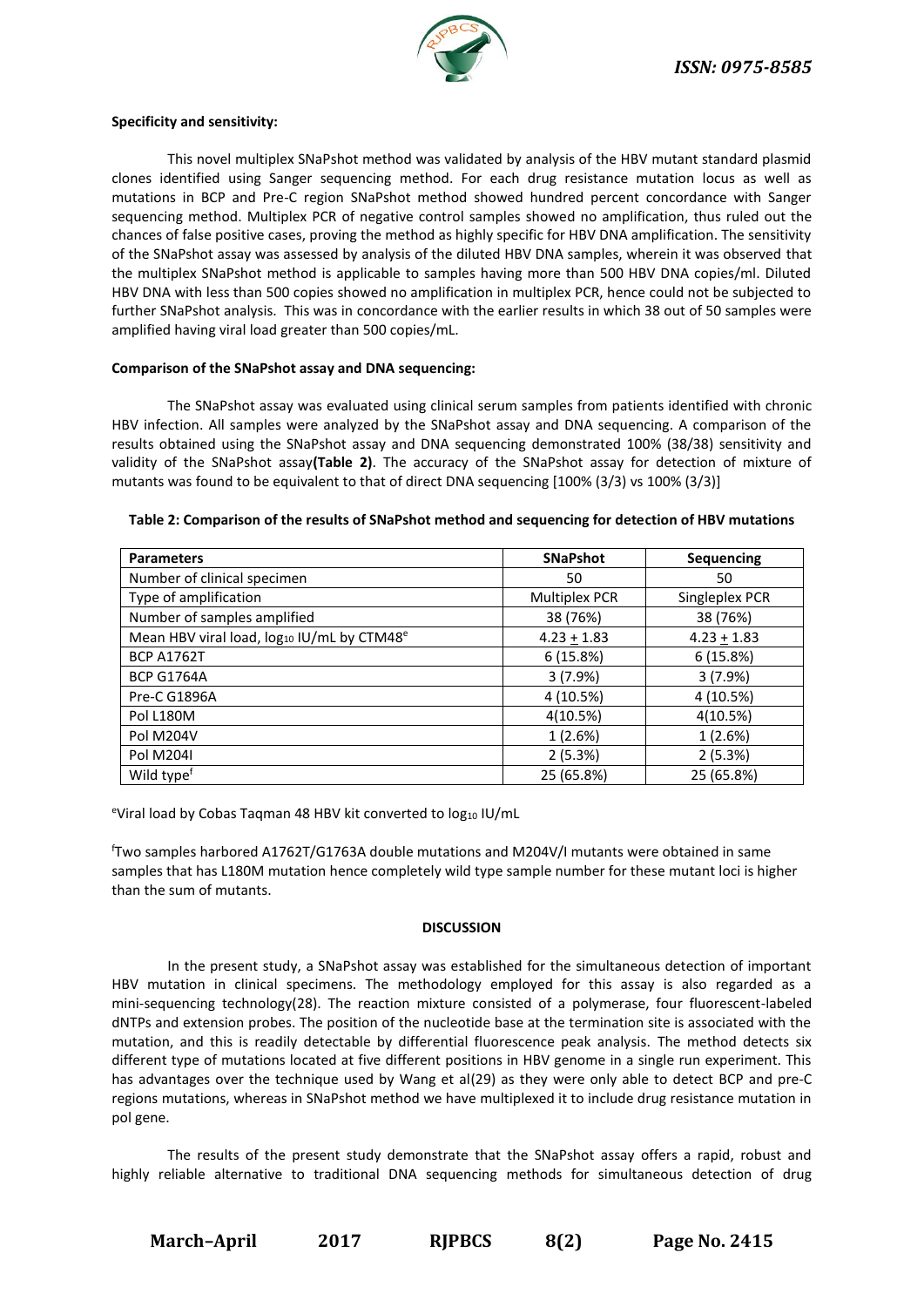**Specificity and sensitivity:**

This novel multiplex SNaPshot method was validated by analysis of the HBV mutant standard plasmid clones identified using Sanger sequencing method. For each drug resistance mutation locus as well as mutations in BCP and Pre-C region SNaPshot method showed hundred percent concordance with Sanger sequencing method. Multiplex PCR of negative control samples showed no amplification, thus ruled out the chances of false positive cases, proving the method as highly specific for HBV DNA amplification. The sensitivity of the SNaPshot assay was assessed by analysis of the diluted HBV DNA samples, wherein it was observed that the multiplex SNaPshot method is applicable to samples having more than 500 HBV DNA copies/ml. Diluted HBV DNA with less than 500 copies showed no amplification in multiplex PCR, hence could not be subjected to further SNaPshot analysis. This was in concordance with the earlier results in which 38 out of 50 samples were amplified having viral load greater than 500 copies/mL.

**Comparison of the SNaPshot assay and DNA sequencing:**

The SNaPshot assay was evaluated using clinical serum samples from patients identified with chronic HBV infection. All samples were analyzed by the SNaPshot assay and DNA sequencing. A comparison of the results obtained using the SNaPshot assay and DNA sequencing demonstrated 100% (38/38) sensitivity and validity of the SNaPshot assay**(Table 2)**. The accuracy of the SNaPshot assay for detection of mixture of mutants was found to be equivalent to that of direct DNA sequencing [100% (3/3) vs 100% (3/3)]

**Table 2: Comparison of the results of SNaPshot method and sequencing for detection of HBV mutations**

| **Parameters** | **SNaPshot** | **Sequencing** |
|---|---|---|
| Number of clinical specimen | 50 | 50 |
| Type of amplification | Multiplex PCR | Singleplex PCR |
| Number of samples amplified | 38 (76%) | 38 (76%) |
| Mean HBV viral load, $log_{10}$ IU/mL by CTM48[e] | $4.23 \pm 1.83$ | $4.23 \pm 1.83$ |
| BCP A1762T | 6 (15.8%) | 6 (15.8%) |
| BCP G1764A | 3 (7.9%) | 3 (7.9%) |
| Pre-C G1896A | 4 (10.5%) | 4 (10.5%) |
| Pol L180M | 4(10.5%) | 4(10.5%) |
| Pol M204V | 1 (2.6%) | 1 (2.6%) |
| Pol M204I | 2 (5.3%) | 2 (5.3%) |
| Wild type[f] | 25 (65.8%) | 25 (65.8%) |

[e]Viral load by Cobas Taqman 48 HBV kit converted to $log_{10}$ IU/mL

[f]Two samples harbored A1762T/G1763A double mutations and M204V/I mutants were obtained in same samples that has L180M mutation hence completely wild type sample number for these mutant loci is higher than the sum of mutants.

## DISCUSSION

In the present study, a SNaPshot assay was established for the simultaneous detection of important HBV mutation in clinical specimens. The methodology employed for this assay is also regarded as a mini-sequencing technology(28). The reaction mixture consisted of a polymerase, four fluorescent-labeled dNTPs and extension probes. The position of the nucleotide base at the termination site is associated with the mutation, and this is readily detectable by differential fluorescence peak analysis. The method detects six different type of mutations located at five different positions in HBV genome in a single run experiment. This has advantages over the technique used by Wang et al(29) as they were only able to detect BCP and pre-C regions mutations, whereas in SNaPshot method we have multiplexed it to include drug resistance mutation in pol gene.

The results of the present study demonstrate that the SNaPshot assay offers a rapid, robust and highly reliable alternative to traditional DNA sequencing methods for simultaneous detection of drug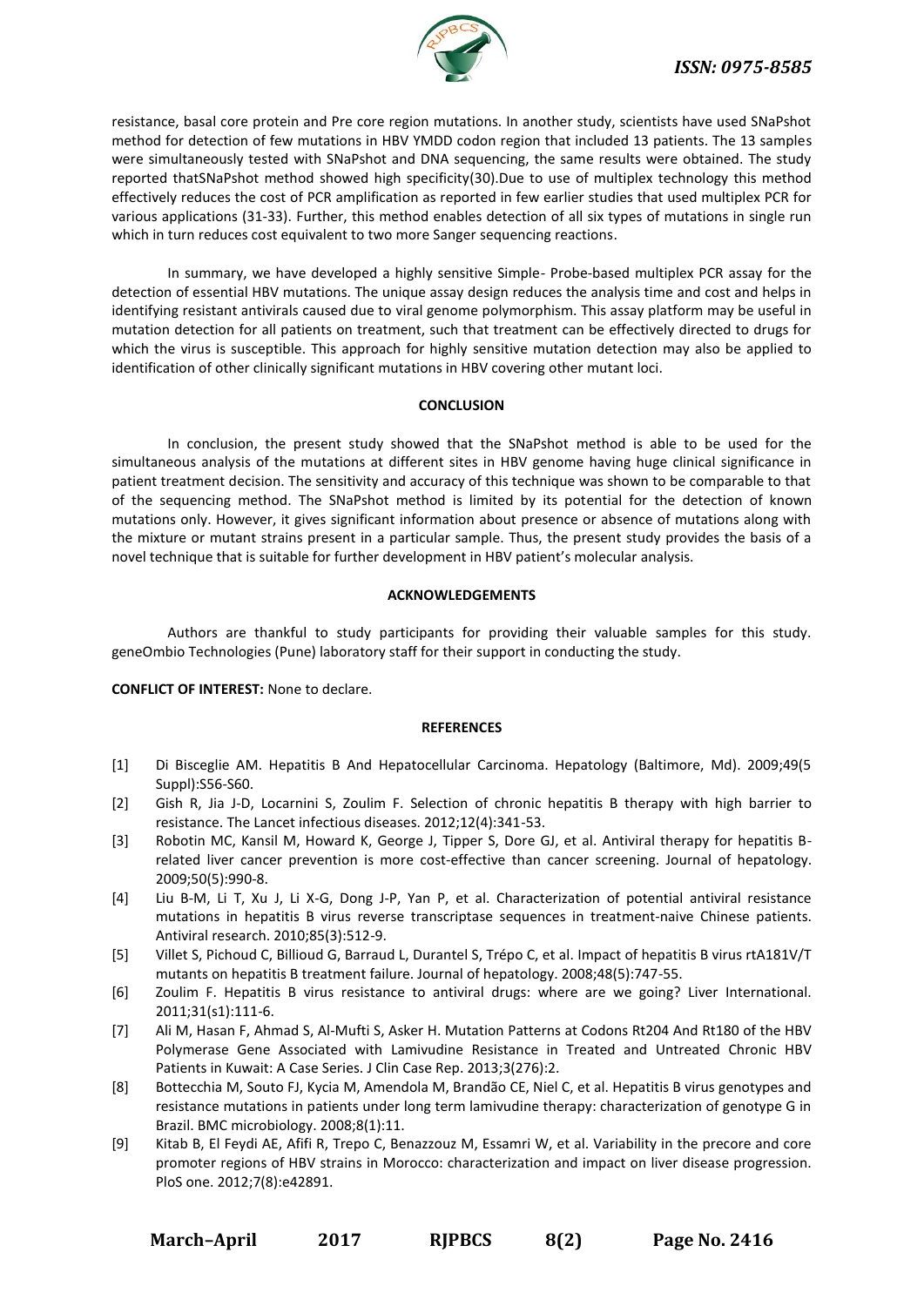resistance, basal core protein and Pre core region mutations. In another study, scientists have used SNaPshot method for detection of few mutations in HBV YMDD codon region that included 13 patients. The 13 samples were simultaneously tested with SNaPshot and DNA sequencing, the same results were obtained. The study reported thatSNaPshot method showed high specificity(30).Due to use of multiplex technology this method effectively reduces the cost of PCR amplification as reported in few earlier studies that used multiplex PCR for various applications (31-33). Further, this method enables detection of all six types of mutations in single run which in turn reduces cost equivalent to two more Sanger sequencing reactions.

In summary, we have developed a highly sensitive Simple- Probe-based multiplex PCR assay for the detection of essential HBV mutations. The unique assay design reduces the analysis time and cost and helps in identifying resistant antivirals caused due to viral genome polymorphism. This assay platform may be useful in mutation detection for all patients on treatment, such that treatment can be effectively directed to drugs for which the virus is susceptible. This approach for highly sensitive mutation detection may also be applied to identification of other clinically significant mutations in HBV covering other mutant loci.

## CONCLUSION

In conclusion, the present study showed that the SNaPshot method is able to be used for the simultaneous analysis of the mutations at different sites in HBV genome having huge clinical significance in patient treatment decision. The sensitivity and accuracy of this technique was shown to be comparable to that of the sequencing method. The SNaPshot method is limited by its potential for the detection of known mutations only. However, it gives significant information about presence or absence of mutations along with the mixture or mutant strains present in a particular sample. Thus, the present study provides the basis of a novel technique that is suitable for further development in HBV patient's molecular analysis.

## ACKNOWLEDGEMENTS

Authors are thankful to study participants for providing their valuable samples for this study. geneOmbio Technologies (Pune) laboratory staff for their support in conducting the study.

**CONFLICT OF INTEREST:** None to declare.

## REFERENCES

[1] Di Bisceglie AM. Hepatitis B And Hepatocellular Carcinoma. Hepatology (Baltimore, Md). 2009;49(5 Suppl):S56-S60.

[2] Gish R, Jia J-D, Locarnini S, Zoulim F. Selection of chronic hepatitis B therapy with high barrier to resistance. The Lancet infectious diseases. 2012;12(4):341-53.

[3] Robotin MC, Kansil M, Howard K, George J, Tipper S, Dore GJ, et al. Antiviral therapy for hepatitis B-related liver cancer prevention is more cost-effective than cancer screening. Journal of hepatology. 2009;50(5):990-8.

[4] Liu B-M, Li T, Xu J, Li X-G, Dong J-P, Yan P, et al. Characterization of potential antiviral resistance mutations in hepatitis B virus reverse transcriptase sequences in treatment-naive Chinese patients. Antiviral research. 2010;85(3):512-9.

[5] Villet S, Pichoud C, Billioud G, Barraud L, Durantel S, Trépo C, et al. Impact of hepatitis B virus rtA181V/T mutants on hepatitis B treatment failure. Journal of hepatology. 2008;48(5):747-55.

[6] Zoulim F. Hepatitis B virus resistance to antiviral drugs: where are we going? Liver International. 2011;31(s1):111-6.

[7] Ali M, Hasan F, Ahmad S, Al-Mufti S, Asker H. Mutation Patterns at Codons Rt204 And Rt180 of the HBV Polymerase Gene Associated with Lamivudine Resistance in Treated and Untreated Chronic HBV Patients in Kuwait: A Case Series. J Clin Case Rep. 2013;3(276):2.

[8] Bottecchia M, Souto FJ, Kycia M, Amendola M, Brandão CE, Niel C, et al. Hepatitis B virus genotypes and resistance mutations in patients under long term lamivudine therapy: characterization of genotype G in Brazil. BMC microbiology. 2008;8(1):11.

[9] Kitab B, El Feydi AE, Afifi R, Trepo C, Benazzouz M, Essamri W, et al. Variability in the precore and core promoter regions of HBV strains in Morocco: characterization and impact on liver disease progression. PloS one. 2012;7(8):e42891.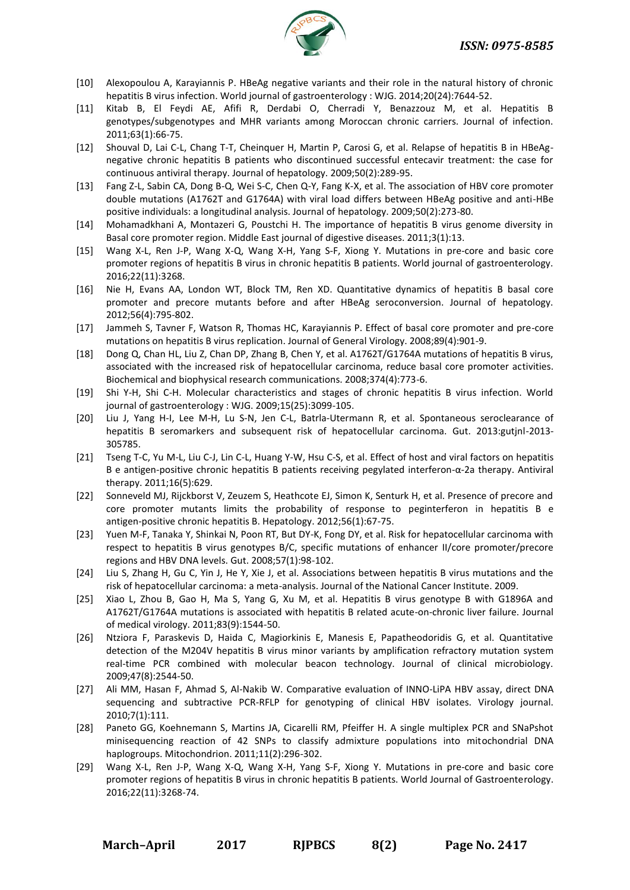[10] Alexopoulou A, Karayiannis P. HBeAg negative variants and their role in the natural history of chronic hepatitis B virus infection. World journal of gastroenterology : WJG. 2014;20(24):7644-52.

[11] Kitab B, El Feydi AE, Afifi R, Derdabi O, Cherradi Y, Benazzouz M, et al. Hepatitis B genotypes/subgenotypes and MHR variants among Moroccan chronic carriers. Journal of infection. 2011;63(1):66-75.

[12] Shouval D, Lai C-L, Chang T-T, Cheinquer H, Martin P, Carosi G, et al. Relapse of hepatitis B in HBeAg-negative chronic hepatitis B patients who discontinued successful entecavir treatment: the case for continuous antiviral therapy. Journal of hepatology. 2009;50(2):289-95.

[13] Fang Z-L, Sabin CA, Dong B-Q, Wei S-C, Chen Q-Y, Fang K-X, et al. The association of HBV core promoter double mutations (A1762T and G1764A) with viral load differs between HBeAg positive and anti-HBe positive individuals: a longitudinal analysis. Journal of hepatology. 2009;50(2):273-80.

[14] Mohamadkhani A, Montazeri G, Poustchi H. The importance of hepatitis B virus genome diversity in Basal core promoter region. Middle East journal of digestive diseases. 2011;3(1):13.

[15] Wang X-L, Ren J-P, Wang X-Q, Wang X-H, Yang S-F, Xiong Y. Mutations in pre-core and basic core promoter regions of hepatitis B virus in chronic hepatitis B patients. World journal of gastroenterology. 2016;22(11):3268.

[16] Nie H, Evans AA, London WT, Block TM, Ren XD. Quantitative dynamics of hepatitis B basal core promoter and precore mutants before and after HBeAg seroconversion. Journal of hepatology. 2012;56(4):795-802.

[17] Jammeh S, Tavner F, Watson R, Thomas HC, Karayiannis P. Effect of basal core promoter and pre-core mutations on hepatitis B virus replication. Journal of General Virology. 2008;89(4):901-9.

[18] Dong Q, Chan HL, Liu Z, Chan DP, Zhang B, Chen Y, et al. A1762T/G1764A mutations of hepatitis B virus, associated with the increased risk of hepatocellular carcinoma, reduce basal core promoter activities. Biochemical and biophysical research communications. 2008;374(4):773-6.

[19] Shi Y-H, Shi C-H. Molecular characteristics and stages of chronic hepatitis B virus infection. World journal of gastroenterology : WJG. 2009;15(25):3099-105.

[20] Liu J, Yang H-I, Lee M-H, Lu S-N, Jen C-L, Batrla-Utermann R, et al. Spontaneous seroclearance of hepatitis B seromarkers and subsequent risk of hepatocellular carcinoma. Gut. 2013:gutjnl-2013-305785.

[21] Tseng T-C, Yu M-L, Liu C-J, Lin C-L, Huang Y-W, Hsu C-S, et al. Effect of host and viral factors on hepatitis B e antigen-positive chronic hepatitis B patients receiving pegylated interferon-α-2a therapy. Antiviral therapy. 2011;16(5):629.

[22] Sonneveld MJ, Rijckborst V, Zeuzem S, Heathcote EJ, Simon K, Senturk H, et al. Presence of precore and core promoter mutants limits the probability of response to peginterferon in hepatitis B e antigen-positive chronic hepatitis B. Hepatology. 2012;56(1):67-75.

[23] Yuen M-F, Tanaka Y, Shinkai N, Poon RT, But DY-K, Fong DY, et al. Risk for hepatocellular carcinoma with respect to hepatitis B virus genotypes B/C, specific mutations of enhancer II/core promoter/precore regions and HBV DNA levels. Gut. 2008;57(1):98-102.

[24] Liu S, Zhang H, Gu C, Yin J, He Y, Xie J, et al. Associations between hepatitis B virus mutations and the risk of hepatocellular carcinoma: a meta-analysis. Journal of the National Cancer Institute. 2009.

[25] Xiao L, Zhou B, Gao H, Ma S, Yang G, Xu M, et al. Hepatitis B virus genotype B with G1896A and A1762T/G1764A mutations is associated with hepatitis B related acute-on-chronic liver failure. Journal of medical virology. 2011;83(9):1544-50.

[26] Ntziora F, Paraskevis D, Haida C, Magiorkinis E, Manesis E, Papatheodoridis G, et al. Quantitative detection of the M204V hepatitis B virus minor variants by amplification refractory mutation system real-time PCR combined with molecular beacon technology. Journal of clinical microbiology. 2009;47(8):2544-50.

[27] Ali MM, Hasan F, Ahmad S, Al-Nakib W. Comparative evaluation of INNO-LiPA HBV assay, direct DNA sequencing and subtractive PCR-RFLP for genotyping of clinical HBV isolates. Virology journal. 2010;7(1):111.

[28] Paneto GG, Koehnemann S, Martins JA, Cicarelli RM, Pfeiffer H. A single multiplex PCR and SNaPshot minisequencing reaction of 42 SNPs to classify admixture populations into mitochondrial DNA haplogroups. Mitochondrion. 2011;11(2):296-302.

[29] Wang X-L, Ren J-P, Wang X-Q, Wang X-H, Yang S-F, Xiong Y. Mutations in pre-core and basic core promoter regions of hepatitis B virus in chronic hepatitis B patients. World Journal of Gastroenterology. 2016;22(11):3268-74.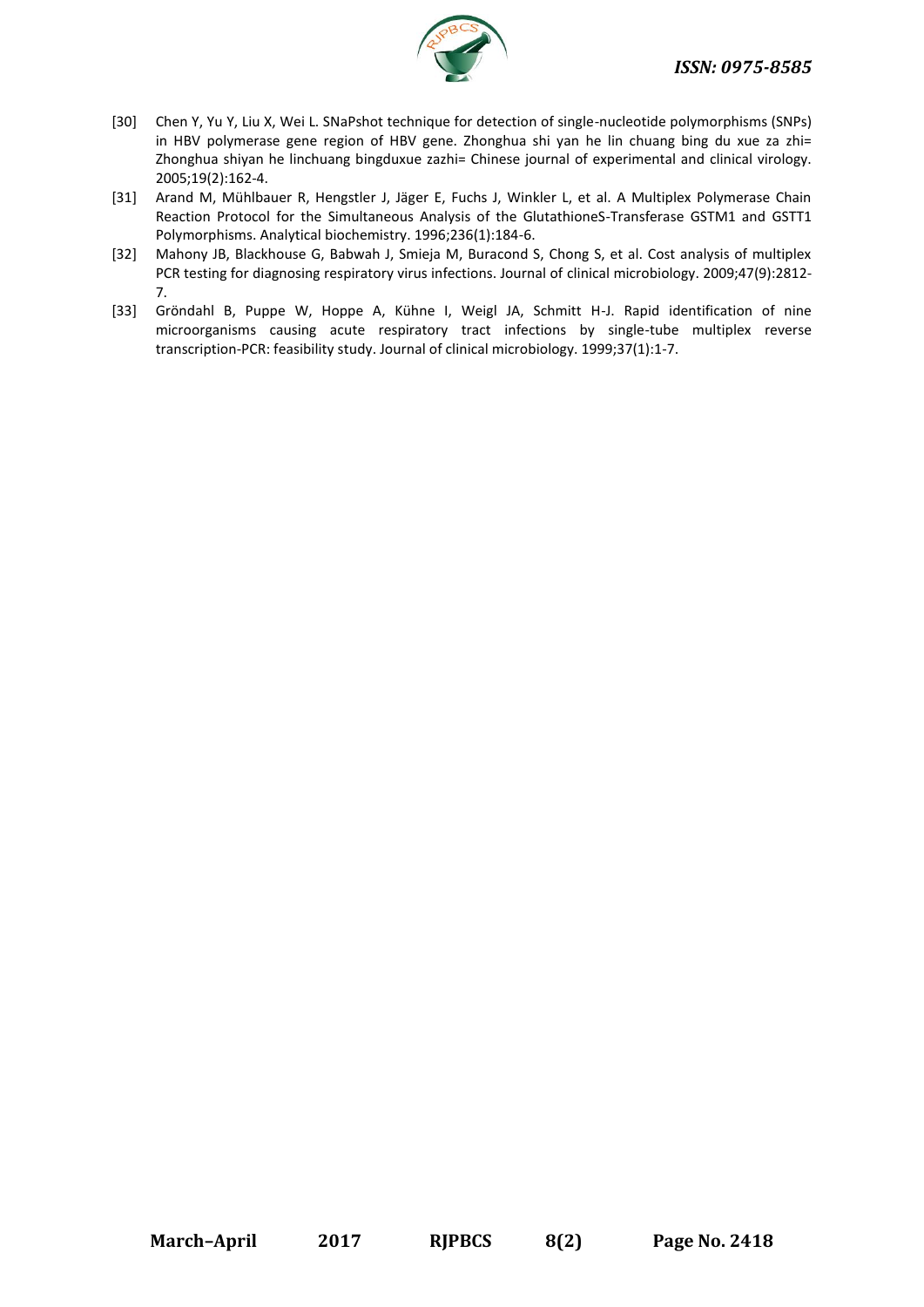[30] Chen Y, Yu Y, Liu X, Wei L. SNaPshot technique for detection of single-nucleotide polymorphisms (SNPs) in HBV polymerase gene region of HBV gene. Zhonghua shi yan he lin chuang bing du xue za zhi= Zhonghua shiyan he linchuang bingduxue zazhi= Chinese journal of experimental and clinical virology. 2005;19(2):162-4.

[31] Arand M, Mühlbauer R, Hengstler J, Jäger E, Fuchs J, Winkler L, et al. A Multiplex Polymerase Chain Reaction Protocol for the Simultaneous Analysis of the GlutathioneS-Transferase GSTM1 and GSTT1 Polymorphisms. Analytical biochemistry. 1996;236(1):184-6.

[32] Mahony JB, Blackhouse G, Babwah J, Smieja M, Buracond S, Chong S, et al. Cost analysis of multiplex PCR testing for diagnosing respiratory virus infections. Journal of clinical microbiology. 2009;47(9):2812-7.

[33] Gröndahl B, Puppe W, Hoppe A, Kühne I, Weigl JA, Schmitt H-J. Rapid identification of nine microorganisms causing acute respiratory tract infections by single-tube multiplex reverse transcription-PCR: feasibility study. Journal of clinical microbiology. 1999;37(1):1-7.